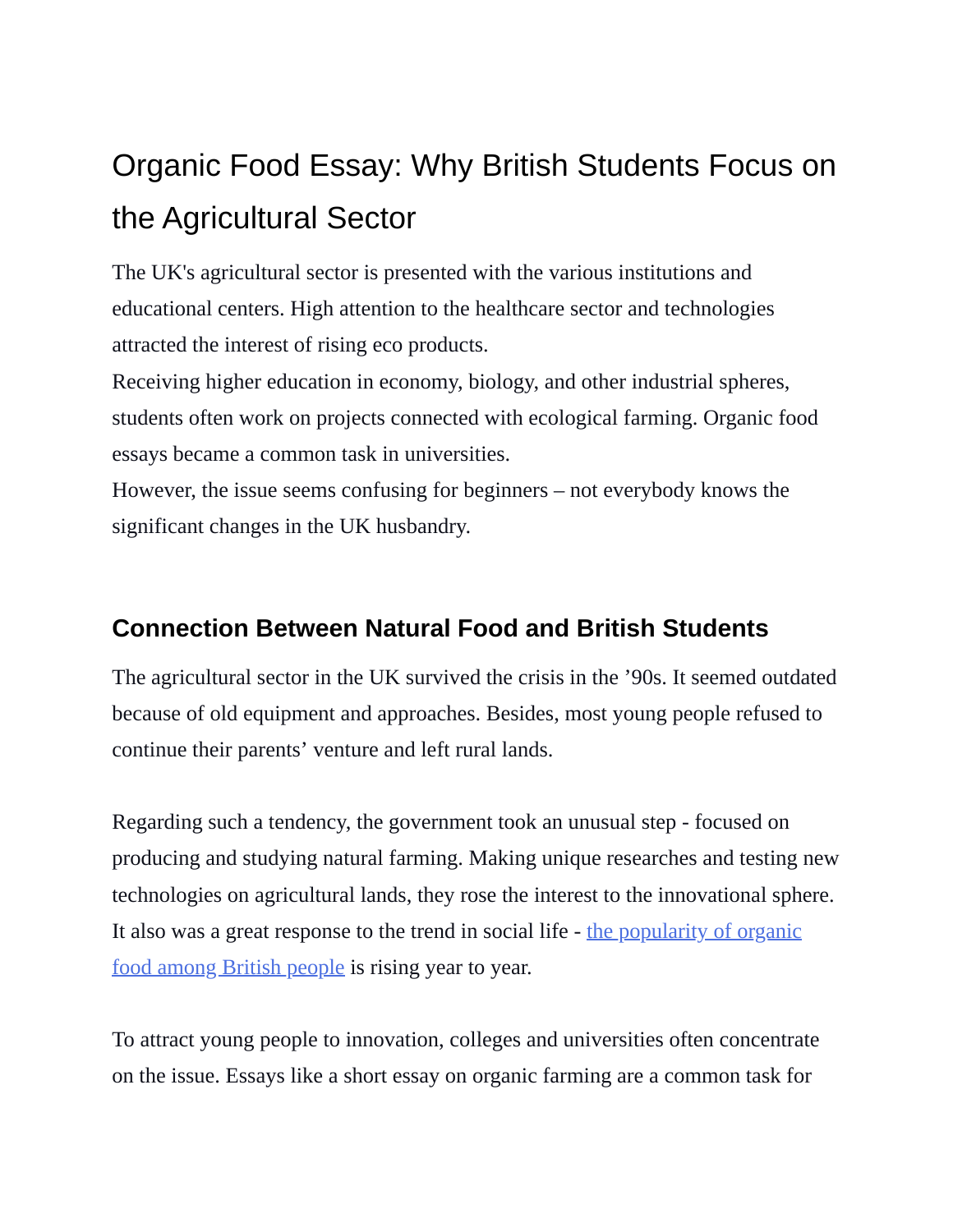# Organic Food Essay: Why British Students Focus on the Agricultural Sector

The UK's agricultural sector is presented with the various institutions and educational centers. High attention to the healthcare sector and technologies attracted the interest of rising eco products.

Receiving higher education in economy, biology, and other industrial spheres, students often work on projects connected with ecological farming. Organic food essays became a common task in universities.

However, the issue seems confusing for beginners – not everybody knows the significant changes in the UK husbandry.

## Connection Between Natural Food and British Students

The agricultural sector in the UK survived the crisis in the '90s. It seemed outdated because of old equipment and approaches. Besides, most young people refused to continue their parents' venture and left rural lands.

Regarding such a tendency, the government took an unusual step - focused on producing and studying natural farming. Making unique researches and testing new technologies on agricultural lands, they rose the interest to the innovational sphere. It also was a great response to the trend in social life - the popularity of organic food among British people is rising year to year.

To attract young people to innovation, colleges and universities often concentrate on the issue. Essays like a short essay on organic farming are a common task for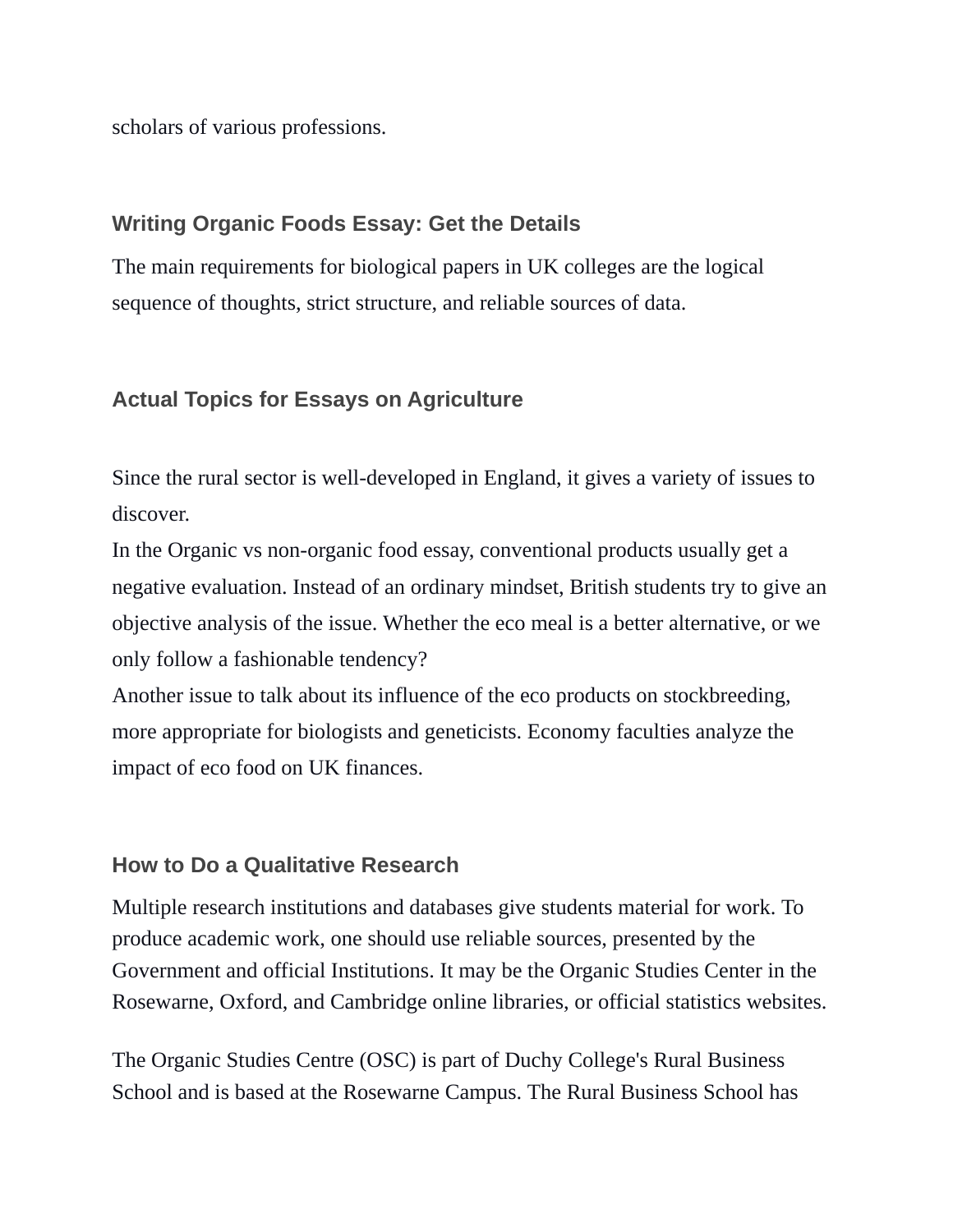scholars of various professions.

### Writing Organic Foods Essay: Get the Details

The main requirements for biological papers in UK colleges are the logical sequence of thoughts, strict structure, and reliable sources of data.

### Actual Topics for Essays on Agriculture

Since the rural sector is well-developed in England, it gives a variety of issues to discover.

In the Organic vs non-organic food essay, conventional products usually get a negative evaluation. Instead of an ordinary mindset, British students try to give an objective analysis of the issue. Whether the eco meal is a better alternative, or we only follow a fashionable tendency?

Another issue to talk about its influence of the eco products on stockbreeding, more appropriate for biologists and geneticists. Economy faculties analyze the impact of eco food on UK finances.

### How to Do a Qualitative Research

Multiple research institutions and databases give students material for work. To produce academic work, one should use reliable sources, presented by the Government and official Institutions. It may be the Organic Studies Center in the Rosewarne, Oxford, and Cambridge online libraries, or official statistics websites.

The Organic Studies Centre (OSC) is part of Duchy College's Rural Business School and is based at the Rosewarne Campus. The Rural Business School has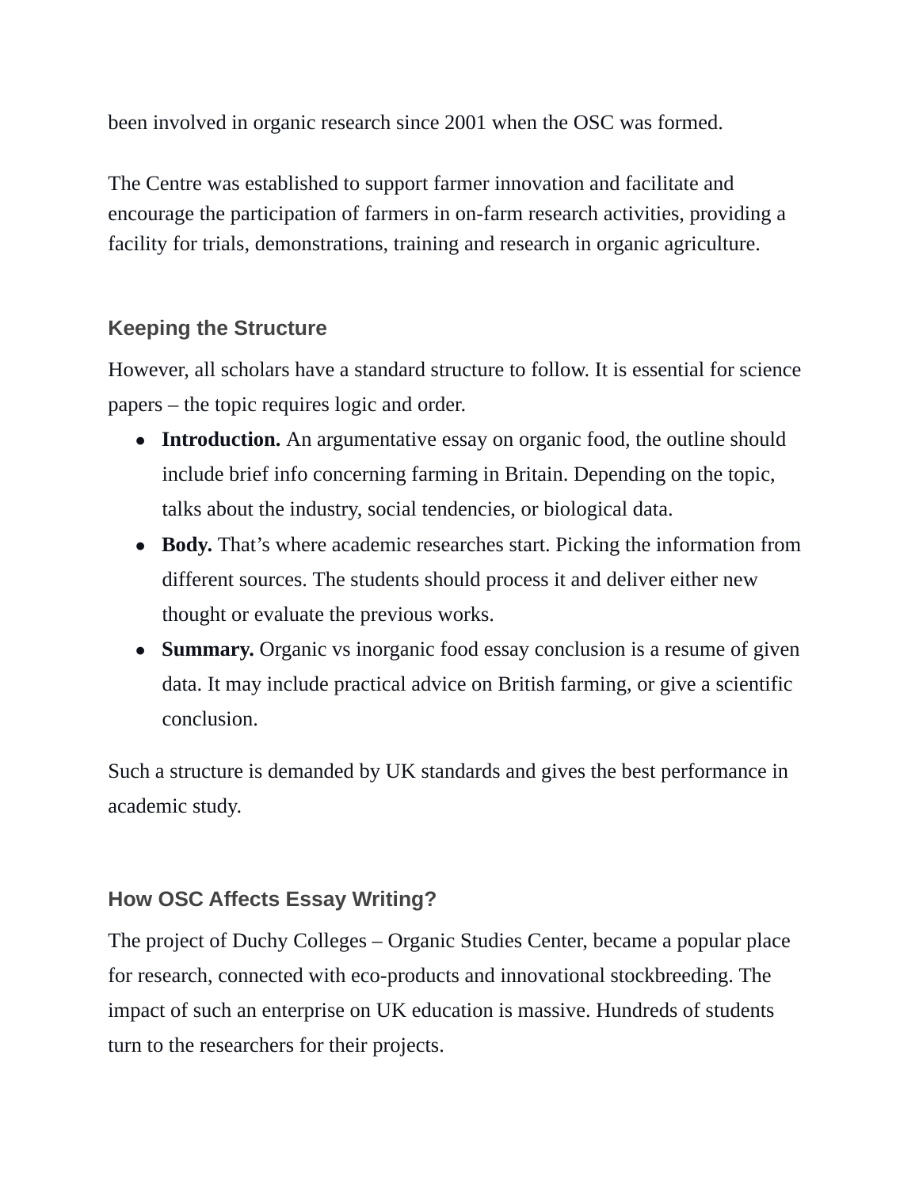been involved in organic research since 2001 when the OSC was formed.

The Centre was established to support farmer innovation and facilitate and encourage the participation of farmers in on-farm research activities, providing a facility for trials, demonstrations, training and research in organic agriculture.

### Keeping the Structure

However, all scholars have a standard structure to follow. It is essential for science papers – the topic requires logic and order.

- **Introduction.** An argumentative essay on organic food, the outline should include brief info concerning farming in Britain. Depending on the topic, talks about the industry, social tendencies, or biological data.
- **Body.** That's where academic researches start. Picking the information from different sources. The students should process it and deliver either new thought or evaluate the previous works.
- **Summary.** Organic vs inorganic food essay conclusion is a resume of given data. It may include practical advice on British farming, or give a scientific conclusion.

Such a structure is demanded by UK standards and gives the best performance in academic study.

### How OSC Affects Essay Writing?

The project of Duchy Colleges – Organic Studies Center, became a popular place for research, connected with eco-products and innovational stockbreeding. The impact of such an enterprise on UK education is massive. Hundreds of students turn to the researchers for their projects.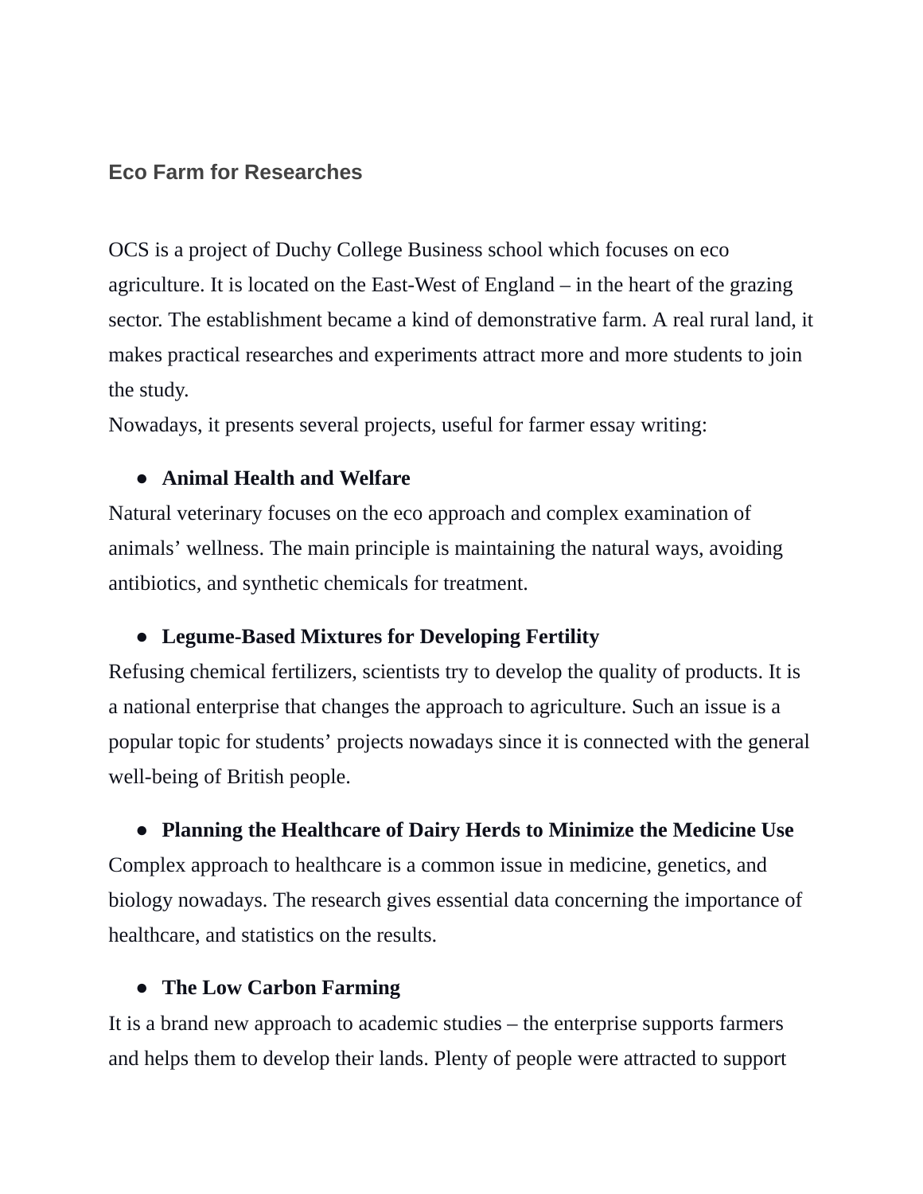## Eco Farm for Researches

OCS is a project of Duchy College Business school which focuses on eco agriculture. It is located on the East-West of England – in the heart of the grazing sector. The establishment became a kind of demonstrative farm. A real rural land, it makes practical researches and experiments attract more and more students to join the study.

Nowadays, it presents several projects, useful for farmer essay writing:

- **Animal Health and Welfare**

Natural veterinary focuses on the eco approach and complex examination of animals' wellness. The main principle is maintaining the natural ways, avoiding antibiotics, and synthetic chemicals for treatment.

- **Legume-Based Mixtures for Developing Fertility**

Refusing chemical fertilizers, scientists try to develop the quality of products. It is a national enterprise that changes the approach to agriculture. Such an issue is a popular topic for students' projects nowadays since it is connected with the general well-being of British people.

- **Planning the Healthcare of Dairy Herds to Minimize the Medicine Use**

Complex approach to healthcare is a common issue in medicine, genetics, and biology nowadays. The research gives essential data concerning the importance of healthcare, and statistics on the results.

- **The Low Carbon Farming**

It is a brand new approach to academic studies – the enterprise supports farmers and helps them to develop their lands. Plenty of people were attracted to support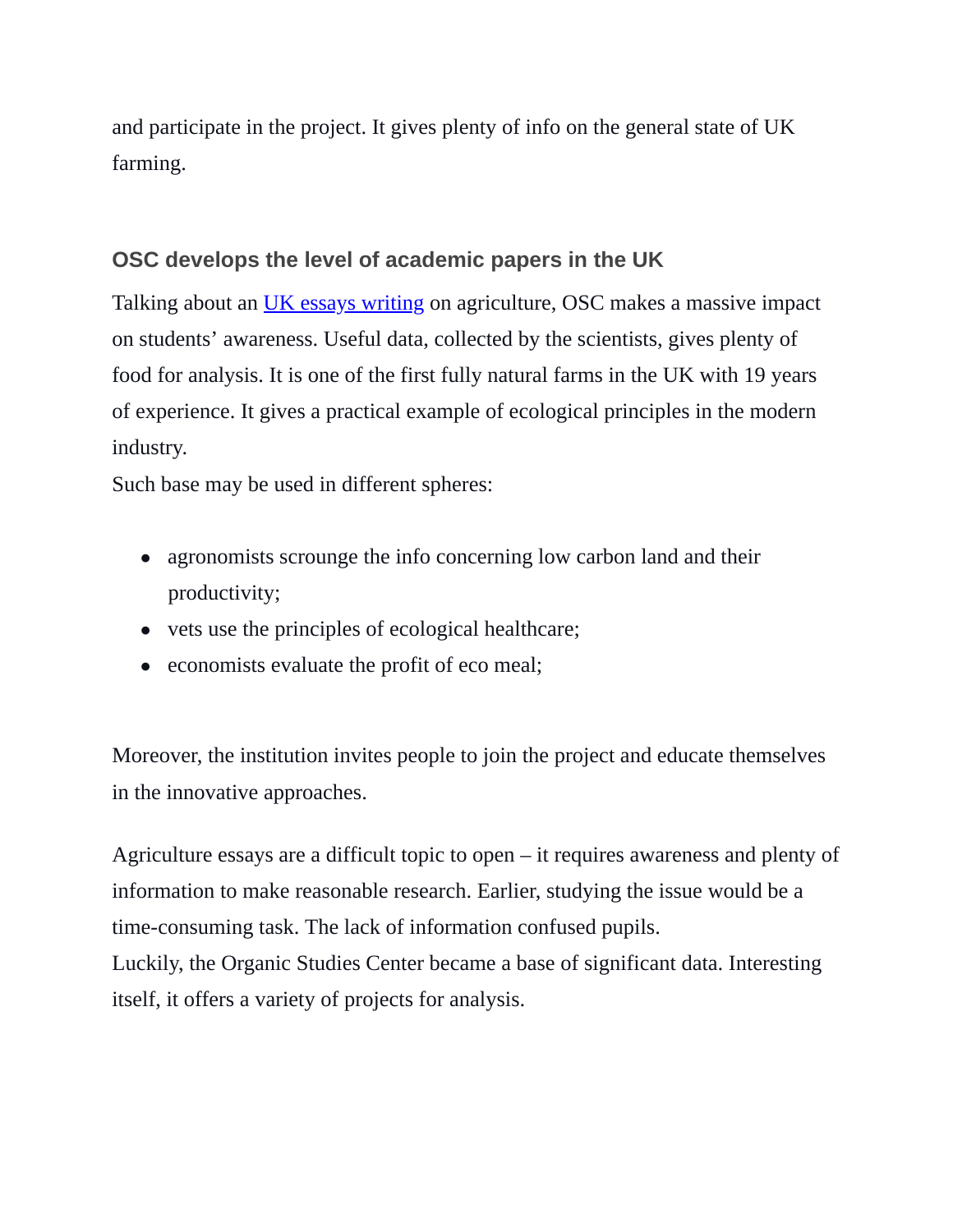and participate in the project. It gives plenty of info on the general state of UK farming.

### OSC develops the level of academic papers in the UK

Talking about an [UK essays writing]() on agriculture, OSC makes a massive impact on students' awareness. Useful data, collected by the scientists, gives plenty of food for analysis. It is one of the first fully natural farms in the UK with 19 years of experience. It gives a practical example of ecological principles in the modern industry.
Such base may be used in different spheres:

- agronomists scrounge the info concerning low carbon land and their productivity;
- vets use the principles of ecological healthcare;
- economists evaluate the profit of eco meal;

Moreover, the institution invites people to join the project and educate themselves in the innovative approaches.

Agriculture essays are a difficult topic to open – it requires awareness and plenty of information to make reasonable research. Earlier, studying the issue would be a time-consuming task. The lack of information confused pupils.
Luckily, the Organic Studies Center became a base of significant data. Interesting itself, it offers a variety of projects for analysis.